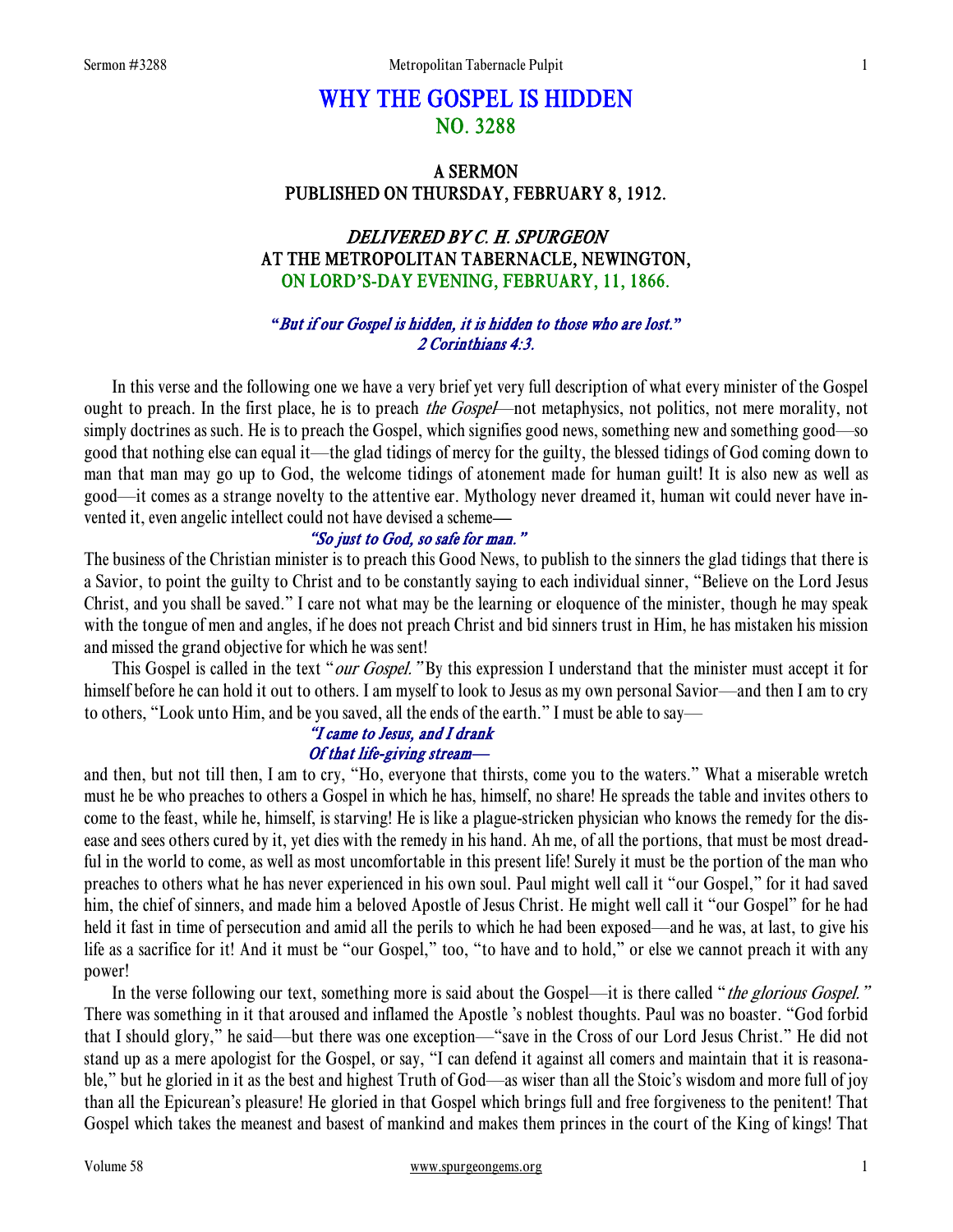# WHY THE GOSPEL IS HIDDEN
## NO. 3288

### A SERMON
### PUBLISHED ON THURSDAY, FEBRUARY 8, 1912.

### *DELIVERED BY C. H. SPURGEON*
### AT THE METROPOLITAN TABERNACLE, NEWINGTON,
### ON LORD'S-DAY EVENING, FEBRUARY, 11, 1866.

*"But if our Gospel is hidden, it is hidden to those who are lost."*
*2 Corinthians 4:3.*

In this verse and the following one we have a very brief yet very full description of what every minister of the Gospel ought to preach. In the first place, he is to preach *the Gospel*—not metaphysics, not politics, not mere morality, not simply doctrines as such. He is to preach the Gospel, which signifies good news, something new and something good—so good that nothing else can equal it—the glad tidings of mercy for the guilty, the blessed tidings of God coming down to man that man may go up to God, the welcome tidings of atonement made for human guilt! It is also new as well as good—it comes as a strange novelty to the attentive ear. Mythology never dreamed it, human wit could never have invented it, even angelic intellect could not have devised a scheme—

*"So just to God, so safe for man."*

The business of the Christian minister is to preach this Good News, to publish to the sinners the glad tidings that there is a Savior, to point the guilty to Christ and to be constantly saying to each individual sinner, "Believe on the Lord Jesus Christ, and you shall be saved." I care not what may be the learning or eloquence of the minister, though he may speak with the tongue of men and angles, if he does not preach Christ and bid sinners trust in Him, he has mistaken his mission and missed the grand objective for which he was sent!

This Gospel is called in the text "*our Gospel."* By this expression I understand that the minister must accept it for himself before he can hold it out to others. I am myself to look to Jesus as my own personal Savior—and then I am to cry to others, "Look unto Him, and be you saved, all the ends of the earth." I must be able to say—

*"I came to Jesus, and I drank*
*Of that life-giving stream—*

and then, but not till then, I am to cry, "Ho, everyone that thirsts, come you to the waters." What a miserable wretch must he be who preaches to others a Gospel in which he has, himself, no share! He spreads the table and invites others to come to the feast, while he, himself, is starving! He is like a plague-stricken physician who knows the remedy for the disease and sees others cured by it, yet dies with the remedy in his hand. Ah me, of all the portions, that must be most dreadful in the world to come, as well as most uncomfortable in this present life! Surely it must be the portion of the man who preaches to others what he has never experienced in his own soul. Paul might well call it "our Gospel," for it had saved him, the chief of sinners, and made him a beloved Apostle of Jesus Christ. He might well call it "our Gospel" for he had held it fast in time of persecution and amid all the perils to which he had been exposed—and he was, at last, to give his life as a sacrifice for it! And it must be "our Gospel," too, "to have and to hold," or else we cannot preach it with any power!

In the verse following our text, something more is said about the Gospel—it is there called "*the glorious Gospel."* There was something in it that aroused and inflamed the Apostle 's noblest thoughts. Paul was no boaster. "God forbid that I should glory," he said—but there was one exception—"save in the Cross of our Lord Jesus Christ." He did not stand up as a mere apologist for the Gospel, or say, "I can defend it against all comers and maintain that it is reasonable," but he gloried in it as the best and highest Truth of God—as wiser than all the Stoic's wisdom and more full of joy than all the Epicurean's pleasure! He gloried in that Gospel which brings full and free forgiveness to the penitent! That Gospel which takes the meanest and basest of mankind and makes them princes in the court of the King of kings! That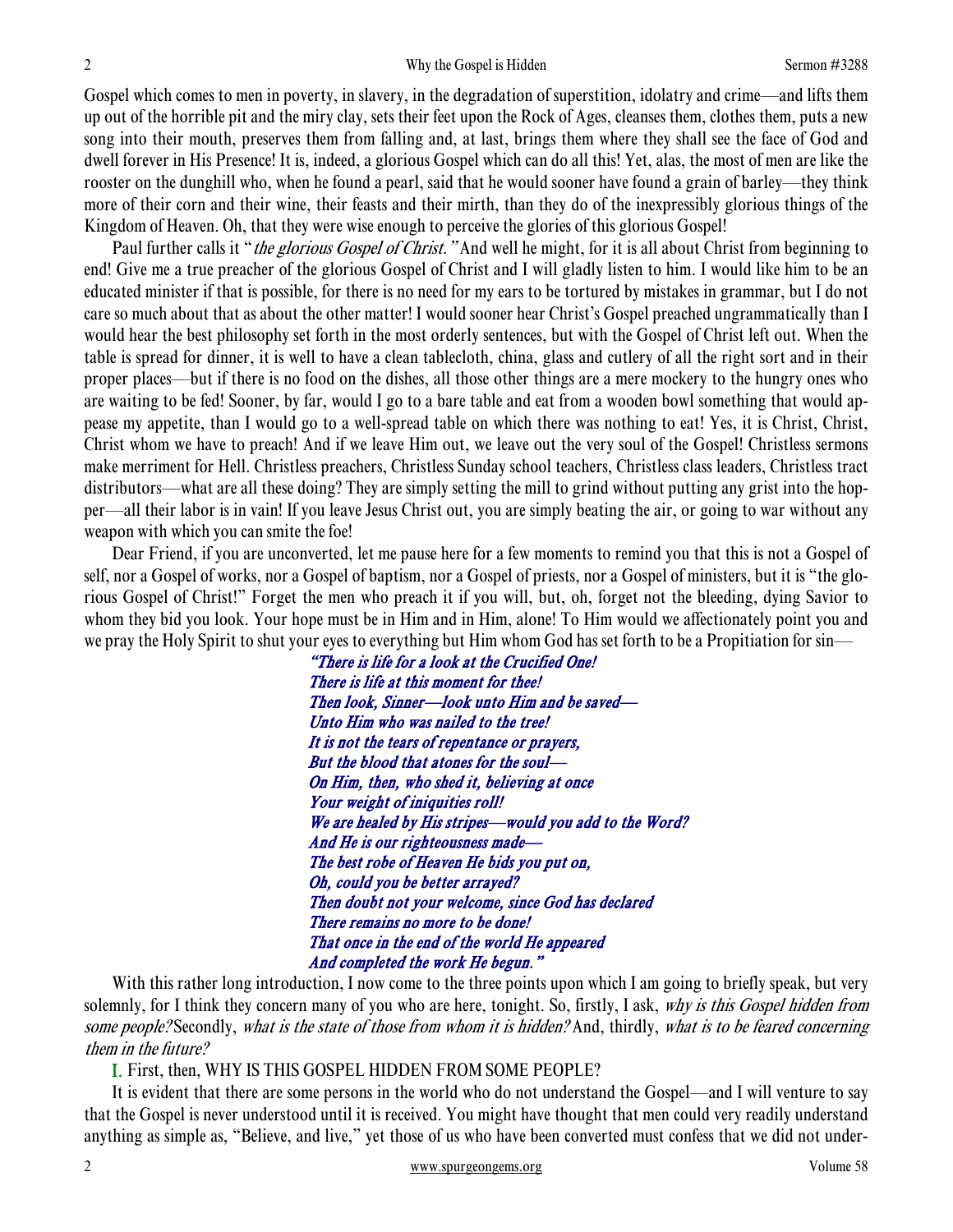Gospel which comes to men in poverty, in slavery, in the degradation of superstition, idolatry and crime—and lifts them up out of the horrible pit and the miry clay, sets their feet upon the Rock of Ages, cleanses them, clothes them, puts a new song into their mouth, preserves them from falling and, at last, brings them where they shall see the face of God and dwell forever in His Presence! It is, indeed, a glorious Gospel which can do all this! Yet, alas, the most of men are like the rooster on the dunghill who, when he found a pearl, said that he would sooner have found a grain of barley—they think more of their corn and their wine, their feasts and their mirth, than they do of the inexpressibly glorious things of the Kingdom of Heaven. Oh, that they were wise enough to perceive the glories of this glorious Gospel!

Paul further calls it "*the glorious Gospel of Christ."* And well he might, for it is all about Christ from beginning to end! Give me a true preacher of the glorious Gospel of Christ and I will gladly listen to him. I would like him to be an educated minister if that is possible, for there is no need for my ears to be tortured by mistakes in grammar, but I do not care so much about that as about the other matter! I would sooner hear Christ's Gospel preached ungrammatically than I would hear the best philosophy set forth in the most orderly sentences, but with the Gospel of Christ left out. When the table is spread for dinner, it is well to have a clean tablecloth, china, glass and cutlery of all the right sort and in their proper places—but if there is no food on the dishes, all those other things are a mere mockery to the hungry ones who are waiting to be fed! Sooner, by far, would I go to a bare table and eat from a wooden bowl something that would appease my appetite, than I would go to a well-spread table on which there was nothing to eat! Yes, it is Christ, Christ, Christ whom we have to preach! And if we leave Him out, we leave out the very soul of the Gospel! Christless sermons make merriment for Hell. Christless preachers, Christless Sunday school teachers, Christless class leaders, Christless tract distributors—what are all these doing? They are simply setting the mill to grind without putting any grist into the hopper—all their labor is in vain! If you leave Jesus Christ out, you are simply beating the air, or going to war without any weapon with which you can smite the foe!

Dear Friend, if you are unconverted, let me pause here for a few moments to remind you that this is not a Gospel of self, nor a Gospel of works, nor a Gospel of baptism, nor a Gospel of priests, nor a Gospel of ministers, but it is "the glorious Gospel of Christ!" Forget the men who preach it if you will, but, oh, forget not the bleeding, dying Savior to whom they bid you look. Your hope must be in Him and in Him, alone! To Him would we affectionately point you and we pray the Holy Spirit to shut your eyes to everything but Him whom God has set forth to be a Propitiation for sin—

*"There is life for a look at the Crucified One!*
*There is life at this moment for thee!*
*Then look, Sinner—look unto Him and be saved—*
*Unto Him who was nailed to the tree!*
*It is not the tears of repentance or prayers,*
*But the blood that atones for the soul—*
*On Him, then, who shed it, believing at once*
*Your weight of iniquities roll!*
*We are healed by His stripes—would you add to the Word?*
*And He is our righteousness made—*
*The best robe of Heaven He bids you put on,*
*Oh, could you be better arrayed?*
*Then doubt not your welcome, since God has declared*
*There remains no more to be done!*
*That once in the end of the world He appeared*
*And completed the work He begun."*

With this rather long introduction, I now come to the three points upon which I am going to briefly speak, but very solemnly, for I think they concern many of you who are here, tonight. So, firstly, I ask, *why is this Gospel hidden from some people?* Secondly, *what is the state of those from whom it is hidden?* And, thirdly, *what is to be feared concerning them in the future?*

I. First, then, WHY IS THIS GOSPEL HIDDEN FROM SOME PEOPLE?

It is evident that there are some persons in the world who do not understand the Gospel—and I will venture to say that the Gospel is never understood until it is received. You might have thought that men could very readily understand anything as simple as, "Believe, and live," yet those of us who have been converted must confess that we did not under-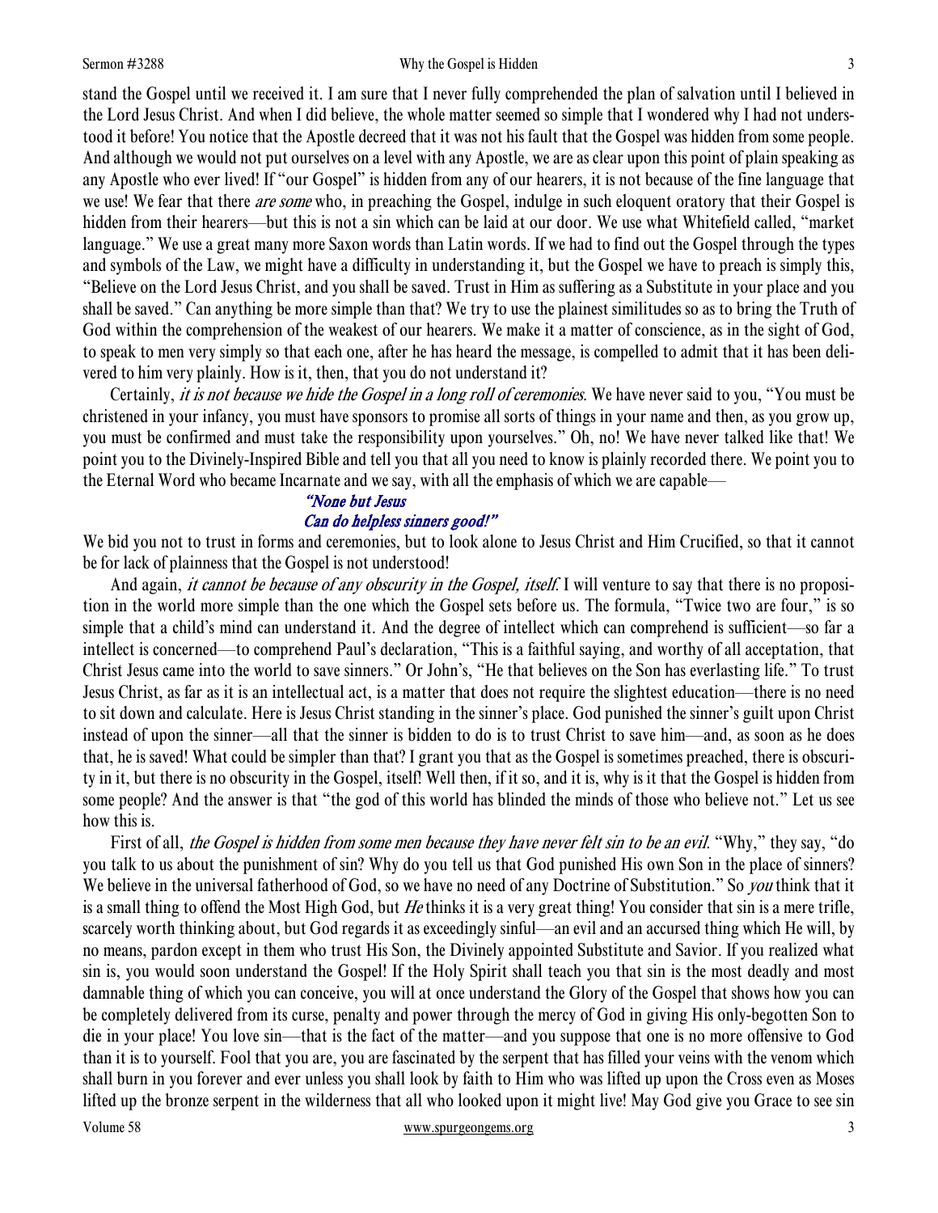stand the Gospel until we received it. I am sure that I never fully comprehended the plan of salvation until I believed in the Lord Jesus Christ. And when I did believe, the whole matter seemed so simple that I wondered why I had not understood it before! You notice that the Apostle decreed that it was not his fault that the Gospel was hidden from some people. And although we would not put ourselves on a level with any Apostle, we are as clear upon this point of plain speaking as any Apostle who ever lived! If "our Gospel" is hidden from any of our hearers, it is not because of the fine language that we use! We fear that there *are some* who, in preaching the Gospel, indulge in such eloquent oratory that their Gospel is hidden from their hearers—but this is not a sin which can be laid at our door. We use what Whitefield called, "market language." We use a great many more Saxon words than Latin words. If we had to find out the Gospel through the types and symbols of the Law, we might have a difficulty in understanding it, but the Gospel we have to preach is simply this, "Believe on the Lord Jesus Christ, and you shall be saved. Trust in Him as suffering as a Substitute in your place and you shall be saved." Can anything be more simple than that? We try to use the plainest similitudes so as to bring the Truth of God within the comprehension of the weakest of our hearers. We make it a matter of conscience, as in the sight of God, to speak to men very simply so that each one, after he has heard the message, is compelled to admit that it has been delivered to him very plainly. How is it, then, that you do not understand it?

Certainly, *it is not because we hide the Gospel in a long roll of ceremonies.* We have never said to you, "You must be christened in your infancy, you must have sponsors to promise all sorts of things in your name and then, as you grow up, you must be confirmed and must take the responsibility upon yourselves." Oh, no! We have never talked like that! We point you to the Divinely-Inspired Bible and tell you that all you need to know is plainly recorded there. We point you to the Eternal Word who became Incarnate and we say, with all the emphasis of which we are capable—

*"None but Jesus*
*Can do helpless sinners good!"*

We bid you not to trust in forms and ceremonies, but to look alone to Jesus Christ and Him Crucified, so that it cannot be for lack of plainness that the Gospel is not understood!

And again, *it cannot be because of any obscurity in the Gospel, itself.* I will venture to say that there is no proposition in the world more simple than the one which the Gospel sets before us. The formula, "Twice two are four," is so simple that a child's mind can understand it. And the degree of intellect which can comprehend is sufficient—so far a intellect is concerned—to comprehend Paul's declaration, "This is a faithful saying, and worthy of all acceptation, that Christ Jesus came into the world to save sinners." Or John's, "He that believes on the Son has everlasting life." To trust Jesus Christ, as far as it is an intellectual act, is a matter that does not require the slightest education—there is no need to sit down and calculate. Here is Jesus Christ standing in the sinner's place. God punished the sinner's guilt upon Christ instead of upon the sinner—all that the sinner is bidden to do is to trust Christ to save him—and, as soon as he does that, he is saved! What could be simpler than that? I grant you that as the Gospel is sometimes preached, there is obscurity in it, but there is no obscurity in the Gospel, itself! Well then, if it so, and it is, why is it that the Gospel is hidden from some people? And the answer is that "the god of this world has blinded the minds of those who believe not." Let us see how this is.

First of all, *the Gospel is hidden from some men because they have never felt sin to be an evil.* "Why," they say, "do you talk to us about the punishment of sin? Why do you tell us that God punished His own Son in the place of sinners? We believe in the universal fatherhood of God, so we have no need of any Doctrine of Substitution." So *you* think that it is a small thing to offend the Most High God, but *He* thinks it is a very great thing! You consider that sin is a mere trifle, scarcely worth thinking about, but God regards it as exceedingly sinful—an evil and an accursed thing which He will, by no means, pardon except in them who trust His Son, the Divinely appointed Substitute and Savior. If you realized what sin is, you would soon understand the Gospel! If the Holy Spirit shall teach you that sin is the most deadly and most damnable thing of which you can conceive, you will at once understand the Glory of the Gospel that shows how you can be completely delivered from its curse, penalty and power through the mercy of God in giving His only-begotten Son to die in your place! You love sin—that is the fact of the matter—and you suppose that one is no more offensive to God than it is to yourself. Fool that you are, you are fascinated by the serpent that has filled your veins with the venom which shall burn in you forever and ever unless you shall look by faith to Him who was lifted up upon the Cross even as Moses lifted up the bronze serpent in the wilderness that all who looked upon it might live! May God give you Grace to see sin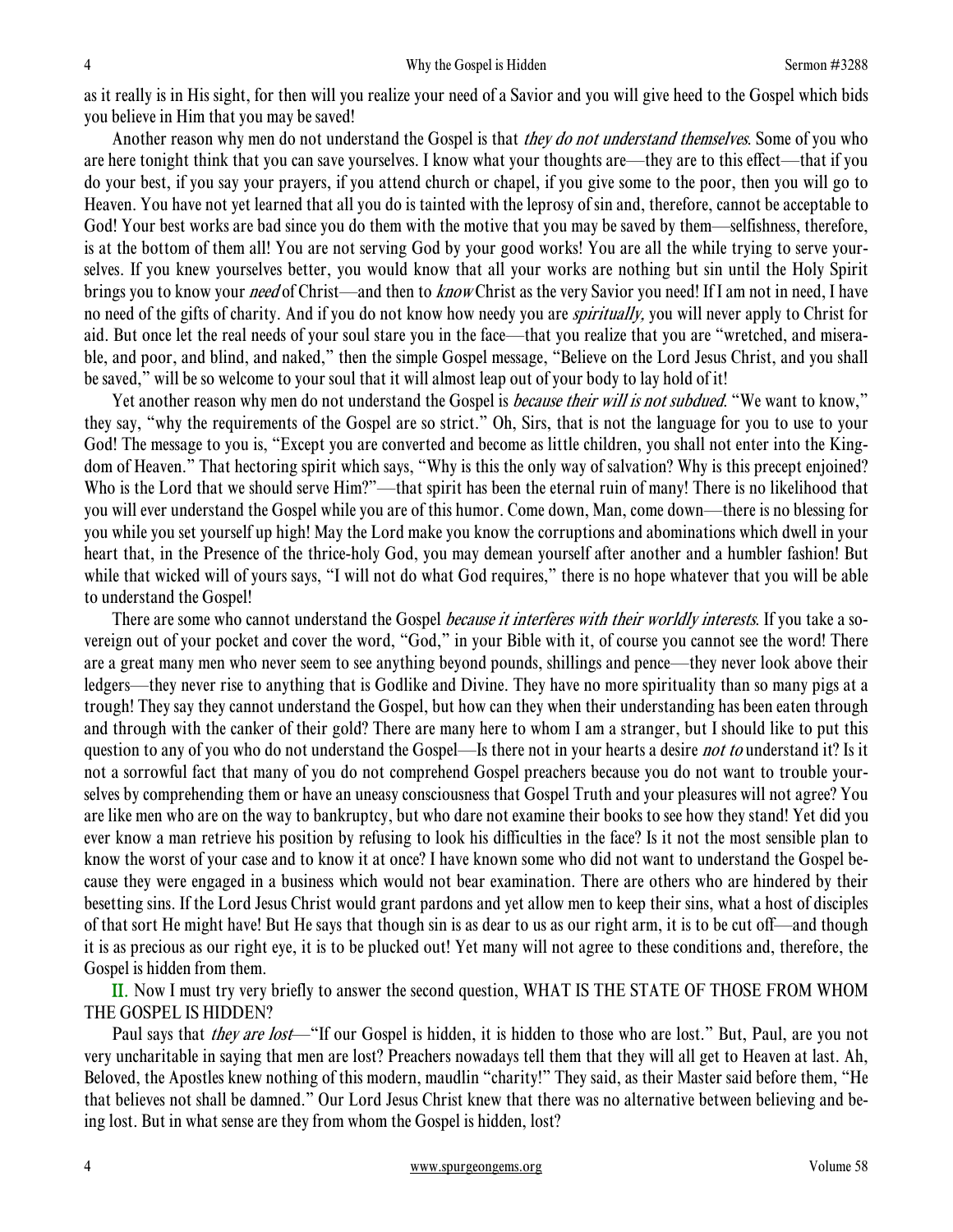as it really is in His sight, for then will you realize your need of a Savior and you will give heed to the Gospel which bids you believe in Him that you may be saved!

Another reason why men do not understand the Gospel is that *they do not understand themselves*. Some of you who are here tonight think that you can save yourselves. I know what your thoughts are—they are to this effect—that if you do your best, if you say your prayers, if you attend church or chapel, if you give some to the poor, then you will go to Heaven. You have not yet learned that all you do is tainted with the leprosy of sin and, therefore, cannot be acceptable to God! Your best works are bad since you do them with the motive that you may be saved by them—selfishness, therefore, is at the bottom of them all! You are not serving God by your good works! You are all the while trying to serve yourselves. If you knew yourselves better, you would know that all your works are nothing but sin until the Holy Spirit brings you to know your *need* of Christ—and then to *know* Christ as the very Savior you need! If I am not in need, I have no need of the gifts of charity. And if you do not know how needy you are *spiritually,* you will never apply to Christ for aid. But once let the real needs of your soul stare you in the face—that you realize that you are "wretched, and miserable, and poor, and blind, and naked," then the simple Gospel message, "Believe on the Lord Jesus Christ, and you shall be saved," will be so welcome to your soul that it will almost leap out of your body to lay hold of it!

Yet another reason why men do not understand the Gospel is *because their will is not subdued*. "We want to know," they say, "why the requirements of the Gospel are so strict." Oh, Sirs, that is not the language for you to use to your God! The message to you is, "Except you are converted and become as little children, you shall not enter into the Kingdom of Heaven." That hectoring spirit which says, "Why is this the only way of salvation? Why is this precept enjoined? Who is the Lord that we should serve Him?"—that spirit has been the eternal ruin of many! There is no likelihood that you will ever understand the Gospel while you are of this humor. Come down, Man, come down—there is no blessing for you while you set yourself up high! May the Lord make you know the corruptions and abominations which dwell in your heart that, in the Presence of the thrice-holy God, you may demean yourself after another and a humbler fashion! But while that wicked will of yours says, "I will not do what God requires," there is no hope whatever that you will be able to understand the Gospel!

There are some who cannot understand the Gospel *because it interferes with their worldly interests*. If you take a sovereign out of your pocket and cover the word, "God," in your Bible with it, of course you cannot see the word! There are a great many men who never seem to see anything beyond pounds, shillings and pence—they never look above their ledgers—they never rise to anything that is Godlike and Divine. They have no more spirituality than so many pigs at a trough! They say they cannot understand the Gospel, but how can they when their understanding has been eaten through and through with the canker of their gold? There are many here to whom I am a stranger, but I should like to put this question to any of you who do not understand the Gospel—Is there not in your hearts a desire *not to* understand it? Is it not a sorrowful fact that many of you do not comprehend Gospel preachers because you do not want to trouble yourselves by comprehending them or have an uneasy consciousness that Gospel Truth and your pleasures will not agree? You are like men who are on the way to bankruptcy, but who dare not examine their books to see how they stand! Yet did you ever know a man retrieve his position by refusing to look his difficulties in the face? Is it not the most sensible plan to know the worst of your case and to know it at once? I have known some who did not want to understand the Gospel because they were engaged in a business which would not bear examination. There are others who are hindered by their besetting sins. If the Lord Jesus Christ would grant pardons and yet allow men to keep their sins, what a host of disciples of that sort He might have! But He says that though sin is as dear to us as our right arm, it is to be cut off—and though it is as precious as our right eye, it is to be plucked out! Yet many will not agree to these conditions and, therefore, the Gospel is hidden from them.

**II.** Now I must try very briefly to answer the second question, WHAT IS THE STATE OF THOSE FROM WHOM THE GOSPEL IS HIDDEN?

Paul says that *they are lost*—"If our Gospel is hidden, it is hidden to those who are lost." But, Paul, are you not very uncharitable in saying that men are lost? Preachers nowadays tell them that they will all get to Heaven at last. Ah, Beloved, the Apostles knew nothing of this modern, maudlin "charity!" They said, as their Master said before them, "He that believes not shall be damned." Our Lord Jesus Christ knew that there was no alternative between believing and being lost. But in what sense are they from whom the Gospel is hidden, lost?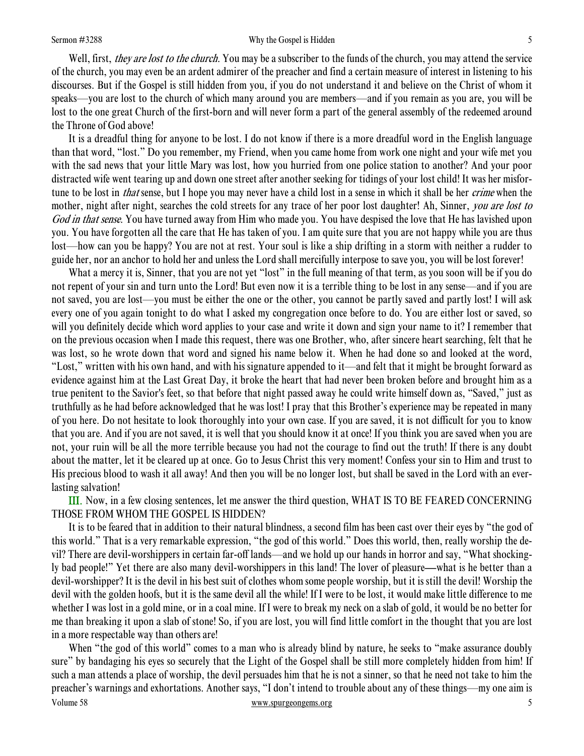Well, first, *they are lost to the church*. You may be a subscriber to the funds of the church, you may attend the service of the church, you may even be an ardent admirer of the preacher and find a certain measure of interest in listening to his discourses. But if the Gospel is still hidden from you, if you do not understand it and believe on the Christ of whom it speaks—you are lost to the church of which many around you are members—and if you remain as you are, you will be lost to the one great Church of the first-born and will never form a part of the general assembly of the redeemed around the Throne of God above!

It is a dreadful thing for anyone to be lost. I do not know if there is a more dreadful word in the English language than that word, "lost." Do you remember, my Friend, when you came home from work one night and your wife met you with the sad news that your little Mary was lost, how you hurried from one police station to another? And your poor distracted wife went tearing up and down one street after another seeking for tidings of your lost child! It was her misfortune to be lost in *that* sense, but I hope you may never have a child lost in a sense in which it shall be her *crime* when the mother, night after night, searches the cold streets for any trace of her poor lost daughter! Ah, Sinner, *you are lost to God in that sense*. You have turned away from Him who made you. You have despised the love that He has lavished upon you. You have forgotten all the care that He has taken of you. I am quite sure that you are not happy while you are thus lost—how can you be happy? You are not at rest. Your soul is like a ship drifting in a storm with neither a rudder to guide her, nor an anchor to hold her and unless the Lord shall mercifully interpose to save you, you will be lost forever!

What a mercy it is, Sinner, that you are not yet "lost" in the full meaning of that term, as you soon will be if you do not repent of your sin and turn unto the Lord! But even now it is a terrible thing to be lost in any sense—and if you are not saved, you are lost—you must be either the one or the other, you cannot be partly saved and partly lost! I will ask every one of you again tonight to do what I asked my congregation once before to do. You are either lost or saved, so will you definitely decide which word applies to your case and write it down and sign your name to it? I remember that on the previous occasion when I made this request, there was one Brother, who, after sincere heart searching, felt that he was lost, so he wrote down that word and signed his name below it. When he had done so and looked at the word, "Lost," written with his own hand, and with his signature appended to it—and felt that it might be brought forward as evidence against him at the Last Great Day, it broke the heart that had never been broken before and brought him as a true penitent to the Savior's feet, so that before that night passed away he could write himself down as, "Saved," just as truthfully as he had before acknowledged that he was lost! I pray that this Brother's experience may be repeated in many of you here. Do not hesitate to look thoroughly into your own case. If you are saved, it is not difficult for you to know that you are. And if you are not saved, it is well that you should know it at once! If you think you are saved when you are not, your ruin will be all the more terrible because you had not the courage to find out the truth! If there is any doubt about the matter, let it be cleared up at once. Go to Jesus Christ this very moment! Confess your sin to Him and trust to His precious blood to wash it all away! And then you will be no longer lost, but shall be saved in the Lord with an everlasting salvation!

III. Now, in a few closing sentences, let me answer the third question, WHAT IS TO BE FEARED CONCERNING THOSE FROM WHOM THE GOSPEL IS HIDDEN?

It is to be feared that in addition to their natural blindness, a second film has been cast over their eyes by "the god of this world." That is a very remarkable expression, "the god of this world." Does this world, then, really worship the devil? There are devil-worshippers in certain far-off lands—and we hold up our hands in horror and say, "What shockingly bad people!" Yet there are also many devil-worshippers in this land! The lover of pleasure—what is he better than a devil-worshipper? It is the devil in his best suit of clothes whom some people worship, but it is still the devil! Worship the devil with the golden hoofs, but it is the same devil all the while! If I were to be lost, it would make little difference to me whether I was lost in a gold mine, or in a coal mine. If I were to break my neck on a slab of gold, it would be no better for me than breaking it upon a slab of stone! So, if you are lost, you will find little comfort in the thought that you are lost in a more respectable way than others are!

When "the god of this world" comes to a man who is already blind by nature, he seeks to "make assurance doubly sure" by bandaging his eyes so securely that the Light of the Gospel shall be still more completely hidden from him! If such a man attends a place of worship, the devil persuades him that he is not a sinner, so that he need not take to him the preacher's warnings and exhortations. Another says, "I don't intend to trouble about any of these things—my one aim is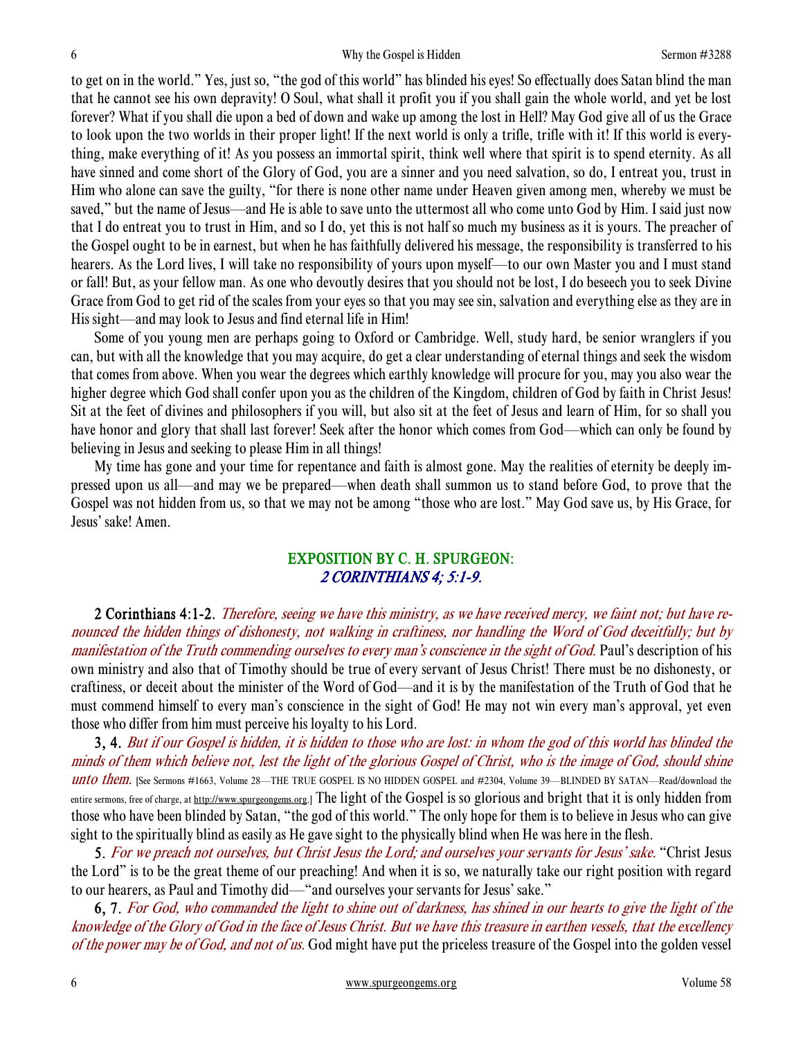to get on in the world." Yes, just so, "the god of this world" has blinded his eyes! So effectually does Satan blind the man that he cannot see his own depravity! O Soul, what shall it profit you if you shall gain the whole world, and yet be lost forever? What if you shall die upon a bed of down and wake up among the lost in Hell? May God give all of us the Grace to look upon the two worlds in their proper light! If the next world is only a trifle, trifle with it! If this world is everything, make everything of it! As you possess an immortal spirit, think well where that spirit is to spend eternity. As all have sinned and come short of the Glory of God, you are a sinner and you need salvation, so do, I entreat you, trust in Him who alone can save the guilty, "for there is none other name under Heaven given among men, whereby we must be saved," but the name of Jesus—and He is able to save unto the uttermost all who come unto God by Him. I said just now that I do entreat you to trust in Him, and so I do, yet this is not half so much my business as it is yours. The preacher of the Gospel ought to be in earnest, but when he has faithfully delivered his message, the responsibility is transferred to his hearers. As the Lord lives, I will take no responsibility of yours upon myself—to our own Master you and I must stand or fall! But, as your fellow man. As one who devoutly desires that you should not be lost, I do beseech you to seek Divine Grace from God to get rid of the scales from your eyes so that you may see sin, salvation and everything else as they are in His sight—and may look to Jesus and find eternal life in Him!

Some of you young men are perhaps going to Oxford or Cambridge. Well, study hard, be senior wranglers if you can, but with all the knowledge that you may acquire, do get a clear understanding of eternal things and seek the wisdom that comes from above. When you wear the degrees which earthly knowledge will procure for you, may you also wear the higher degree which God shall confer upon you as the children of the Kingdom, children of God by faith in Christ Jesus! Sit at the feet of divines and philosophers if you will, but also sit at the feet of Jesus and learn of Him, for so shall you have honor and glory that shall last forever! Seek after the honor which comes from God—which can only be found by believing in Jesus and seeking to please Him in all things!

My time has gone and your time for repentance and faith is almost gone. May the realities of eternity be deeply impressed upon us all—and may we be prepared—when death shall summon us to stand before God, to prove that the Gospel was not hidden from us, so that we may not be among "those who are lost." May God save us, by His Grace, for Jesus' sake! Amen.

## EXPOSITION BY C. H. SPURGEON: *2 CORINTHIANS 4; 5:1-9.*

**2 Corinthians 4:1-2.** *Therefore, seeing we have this ministry, as we have received mercy, we faint not; but have renounced the hidden things of dishonesty, not walking in craftiness, nor handling the Word of God deceitfully; but by manifestation of the Truth commending ourselves to every man's conscience in the sight of God.* Paul's description of his own ministry and also that of Timothy should be true of every servant of Jesus Christ! There must be no dishonesty, or craftiness, or deceit about the minister of the Word of God—and it is by the manifestation of the Truth of God that he must commend himself to every man's conscience in the sight of God! He may not win every man's approval, yet even those who differ from him must perceive his loyalty to his Lord.

**3, 4.** *But if our Gospel is hidden, it is hidden to those who are lost: in whom the god of this world has blinded the minds of them which believe not, lest the light of the glorious Gospel of Christ, who is the image of God, should shine unto them.* [See Sermons #1663, Volume 28—THE TRUE GOSPEL IS NO HIDDEN GOSPEL and #2304, Volume 39—BLINDED BY SATAN—Read/download the entire sermons, free of charge, at http://www.spurgeongems.org.] The light of the Gospel is so glorious and bright that it is only hidden from those who have been blinded by Satan, "the god of this world." The only hope for them is to believe in Jesus who can give sight to the spiritually blind as easily as He gave sight to the physically blind when He was here in the flesh.

**5.** *For we preach not ourselves, but Christ Jesus the Lord; and ourselves your servants for Jesus' sake.* "Christ Jesus the Lord" is to be the great theme of our preaching! And when it is so, we naturally take our right position with regard to our hearers, as Paul and Timothy did—"and ourselves your servants for Jesus' sake."

**6, 7.** *For God, who commanded the light to shine out of darkness, has shined in our hearts to give the light of the knowledge of the Glory of God in the face of Jesus Christ. But we have this treasure in earthen vessels, that the excellency of the power may be of God, and not of us.* God might have put the priceless treasure of the Gospel into the golden vessel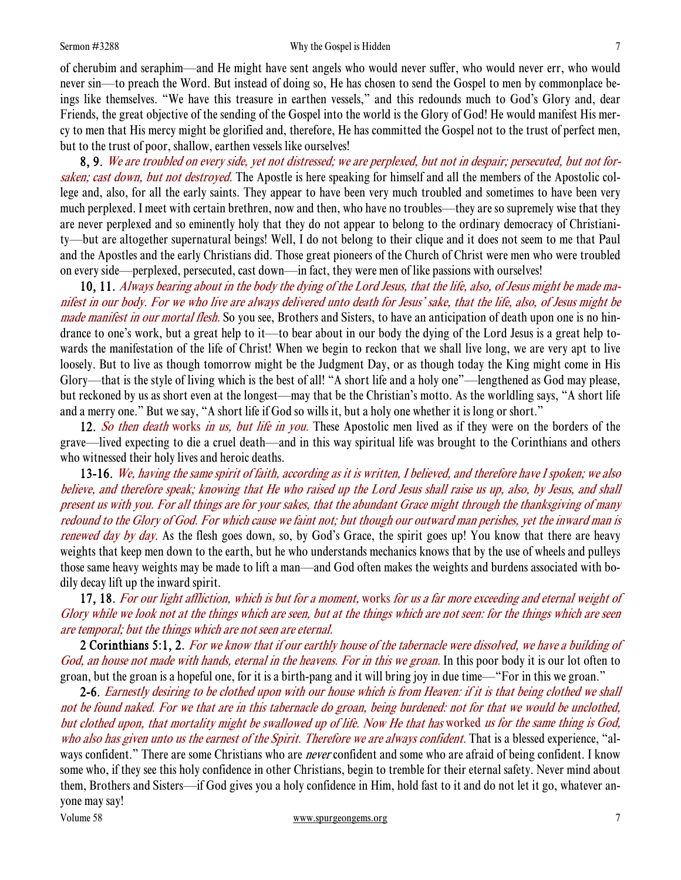of cherubim and seraphim—and He might have sent angels who would never suffer, who would never err, who would never sin—to preach the Word. But instead of doing so, He has chosen to send the Gospel to men by commonplace beings like themselves. "We have this treasure in earthen vessels," and this redounds much to God's Glory and, dear Friends, the great objective of the sending of the Gospel into the world is the Glory of God! He would manifest His mercy to men that His mercy might be glorified and, therefore, He has committed the Gospel not to the trust of perfect men, but to the trust of poor, shallow, earthen vessels like ourselves!

**8, 9.** *We are troubled on every side, yet not distressed; we are perplexed, but not in despair; persecuted, but not forsaken; cast down, but not destroyed.* The Apostle is here speaking for himself and all the members of the Apostolic college and, also, for all the early saints. They appear to have been very much troubled and sometimes to have been very much perplexed. I meet with certain brethren, now and then, who have no troubles—they are so supremely wise that they are never perplexed and so eminently holy that they do not appear to belong to the ordinary democracy of Christianity—but are altogether supernatural beings! Well, I do not belong to their clique and it does not seem to me that Paul and the Apostles and the early Christians did. Those great pioneers of the Church of Christ were men who were troubled on every side—perplexed, persecuted, cast down—in fact, they were men of like passions with ourselves!

**10, 11.** *Always bearing about in the body the dying of the Lord Jesus, that the life, also, of Jesus might be made manifest in our body. For we who live are always delivered unto death for Jesus' sake, that the life, also, of Jesus might be made manifest in our mortal flesh.* So you see, Brothers and Sisters, to have an anticipation of death upon one is no hindrance to one's work, but a great help to it—to bear about in our body the dying of the Lord Jesus is a great help towards the manifestation of the life of Christ! When we begin to reckon that we shall live long, we are very apt to live loosely. But to live as though tomorrow might be the Judgment Day, or as though today the King might come in His Glory—that is the style of living which is the best of all! "A short life and a holy one"—lengthened as God may please, but reckoned by us as short even at the longest—may that be the Christian's motto. As the worldling says, "A short life and a merry one." But we say, "A short life if God so wills it, but a holy one whether it is long or short."

**12.** *So then death* works *in us, but life in you.* These Apostolic men lived as if they were on the borders of the grave—lived expecting to die a cruel death—and in this way spiritual life was brought to the Corinthians and others who witnessed their holy lives and heroic deaths.

**13-16.** *We, having the same spirit of faith, according as it is written, I believed, and therefore have I spoken; we also believe, and therefore speak; knowing that He who raised up the Lord Jesus shall raise us up, also, by Jesus, and shall present us with you. For all things are for your sakes, that the abundant Grace might through the thanksgiving of many redound to the Glory of God. For which cause we faint not; but though our outward man perishes, yet the inward man is renewed day by day.* As the flesh goes down, so, by God's Grace, the spirit goes up! You know that there are heavy weights that keep men down to the earth, but he who understands mechanics knows that by the use of wheels and pulleys those same heavy weights may be made to lift a man—and God often makes the weights and burdens associated with bodily decay lift up the inward spirit.

**17, 18.** *For our light affliction, which is but for a moment,* works *for us a far more exceeding and eternal weight of Glory while we look not at the things which are seen, but at the things which are not seen: for the things which are seen are temporal; but the things which are not seen are eternal.*

**2 Corinthians 5:1, 2.** *For we know that if our earthly house of the tabernacle were dissolved, we have a building of God, an house not made with hands, eternal in the heavens. For in this we groan.* In this poor body it is our lot often to groan, but the groan is a hopeful one, for it is a birth-pang and it will bring joy in due time—"For in this we groan."

**2-6.** *Earnestly desiring to be clothed upon with our house which is from Heaven: if it is that being clothed we shall not be found naked. For we that are in this tabernacle do groan, being burdened: not for that we would be unclothed, but clothed upon, that mortality might be swallowed up of life. Now He that has* worked *us for the same thing is God, who also has given unto us the earnest of the Spirit. Therefore we are always confident.* That is a blessed experience, "always confident." There are some Christians who are *never* confident and some who are afraid of being confident. I know some who, if they see this holy confidence in other Christians, begin to tremble for their eternal safety. Never mind about them, Brothers and Sisters—if God gives you a holy confidence in Him, hold fast to it and do not let it go, whatever anyone may say!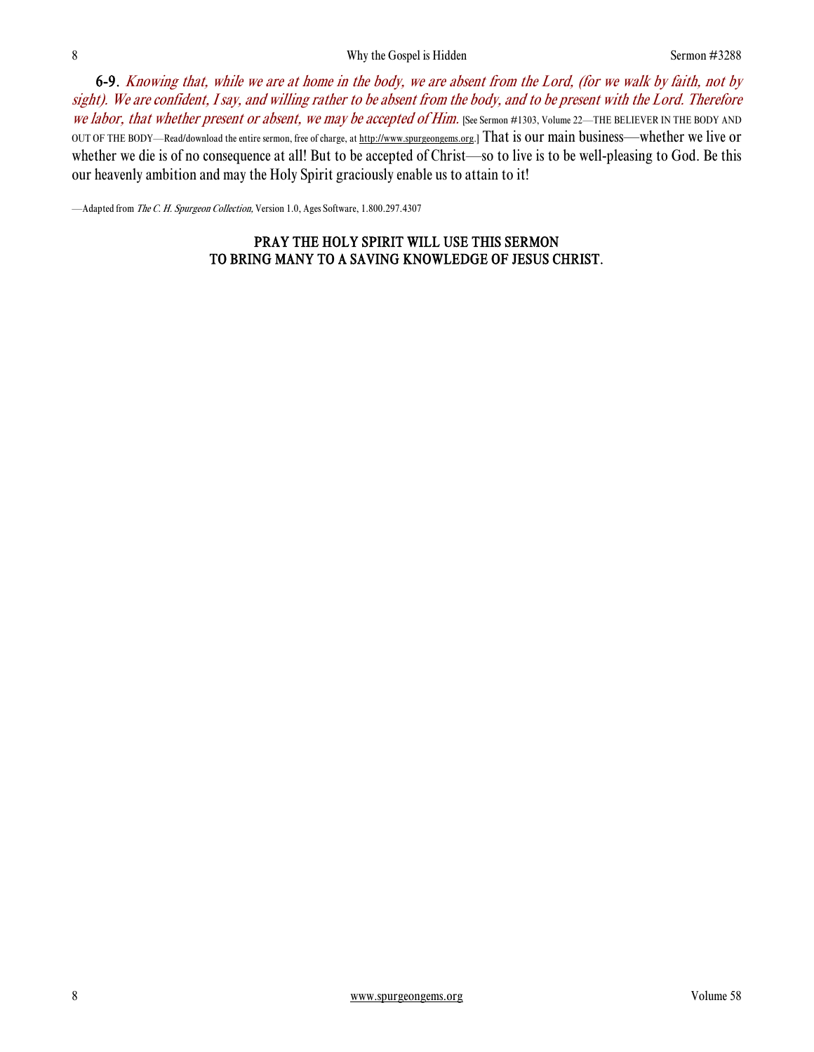**6-9**. *Knowing that, while we are at home in the body, we are absent from the Lord, (for we walk by faith, not by sight). We are confident, I say, and willing rather to be absent from the body, and to be present with the Lord. Therefore we labor, that whether present or absent, we may be accepted of Him.* [See Sermon #1303, Volume 22—THE BELIEVER IN THE BODY AND OUT OF THE BODY—Read/download the entire sermon, free of charge, at http://www.spurgeongems.org.] That is our main business—whether we live or whether we die is of no consequence at all! But to be accepted of Christ—so to live is to be well-pleasing to God. Be this our heavenly ambition and may the Holy Spirit graciously enable us to attain to it!

—Adapted from *The C. H. Spurgeon Collection,* Version 1.0, Ages Software, 1.800.297.4307

**PRAY THE HOLY SPIRIT WILL USE THIS SERMON TO BRING MANY TO A SAVING KNOWLEDGE OF JESUS CHRIST.**